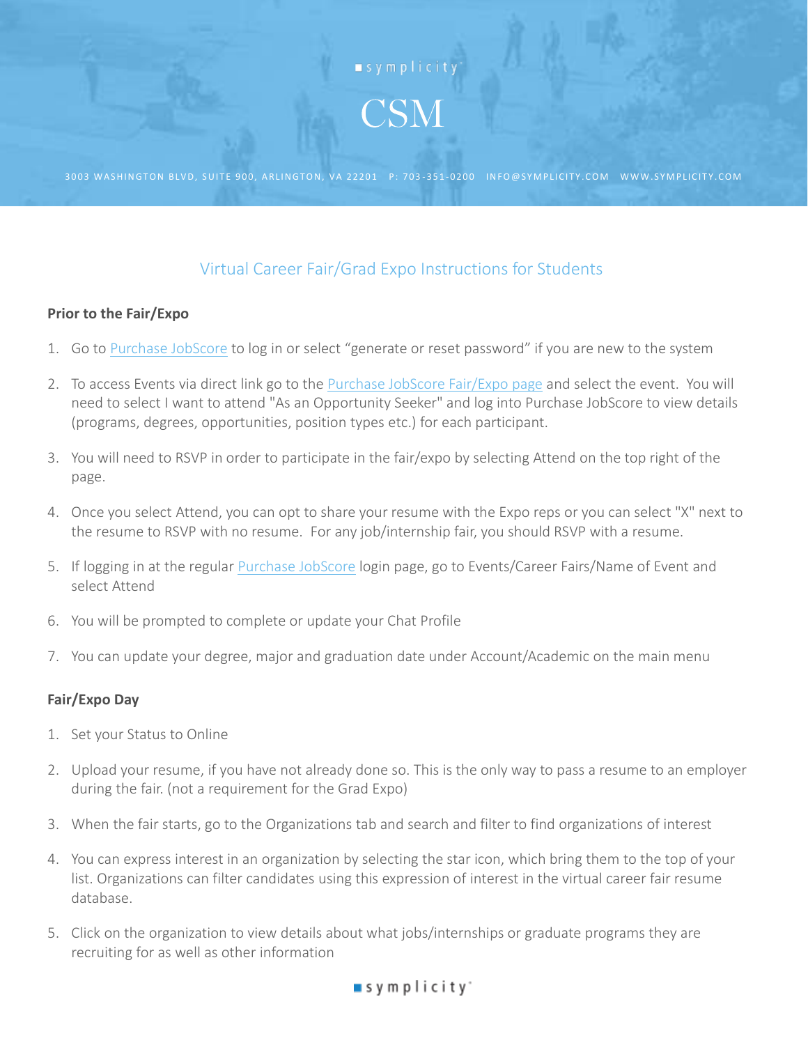symplicity

# CSM

3003 WASHINGTON BLVD, SUITE 900, ARLINGTON, VA 22201 P: 703-351-0200 INFO@SYMPLICITY.COM WWW.SYMPLICITY.COM

## Virtual Career Fair/Grad Expo Instructions for Students

**Prior to the Fair/Expo**

1. Go to Purchase JobScore to log in or select "generate or reset password" if you are new to the system
2. To access Events via direct link go to the Purchase JobScore Fair/Expo page and select the event. You will need to select I want to attend "As an Opportunity Seeker" and log into Purchase JobScore to view details (programs, degrees, opportunities, position types etc.) for each participant.
3. You will need to RSVP in order to participate in the fair/expo by selecting Attend on the top right of the page.
4. Once you select Attend, you can opt to share your resume with the Expo reps or you can select "X" next to the resume to RSVP with no resume. For any job/internship fair, you should RSVP with a resume.
5. If logging in at the regular Purchase JobScore login page, go to Events/Career Fairs/Name of Event and select Attend
6. You will be prompted to complete or update your Chat Profile
7. You can update your degree, major and graduation date under Account/Academic on the main menu

**Fair/Expo Day**

1. Set your Status to Online
2. Upload your resume, if you have not already done so. This is the only way to pass a resume to an employer during the fair. (not a requirement for the Grad Expo)
3. When the fair starts, go to the Organizations tab and search and filter to find organizations of interest
4. You can express interest in an organization by selecting the star icon, which bring them to the top of your list. Organizations can filter candidates using this expression of interest in the virtual career fair resume database.
5. Click on the organization to view details about what jobs/internships or graduate programs they are recruiting for as well as other information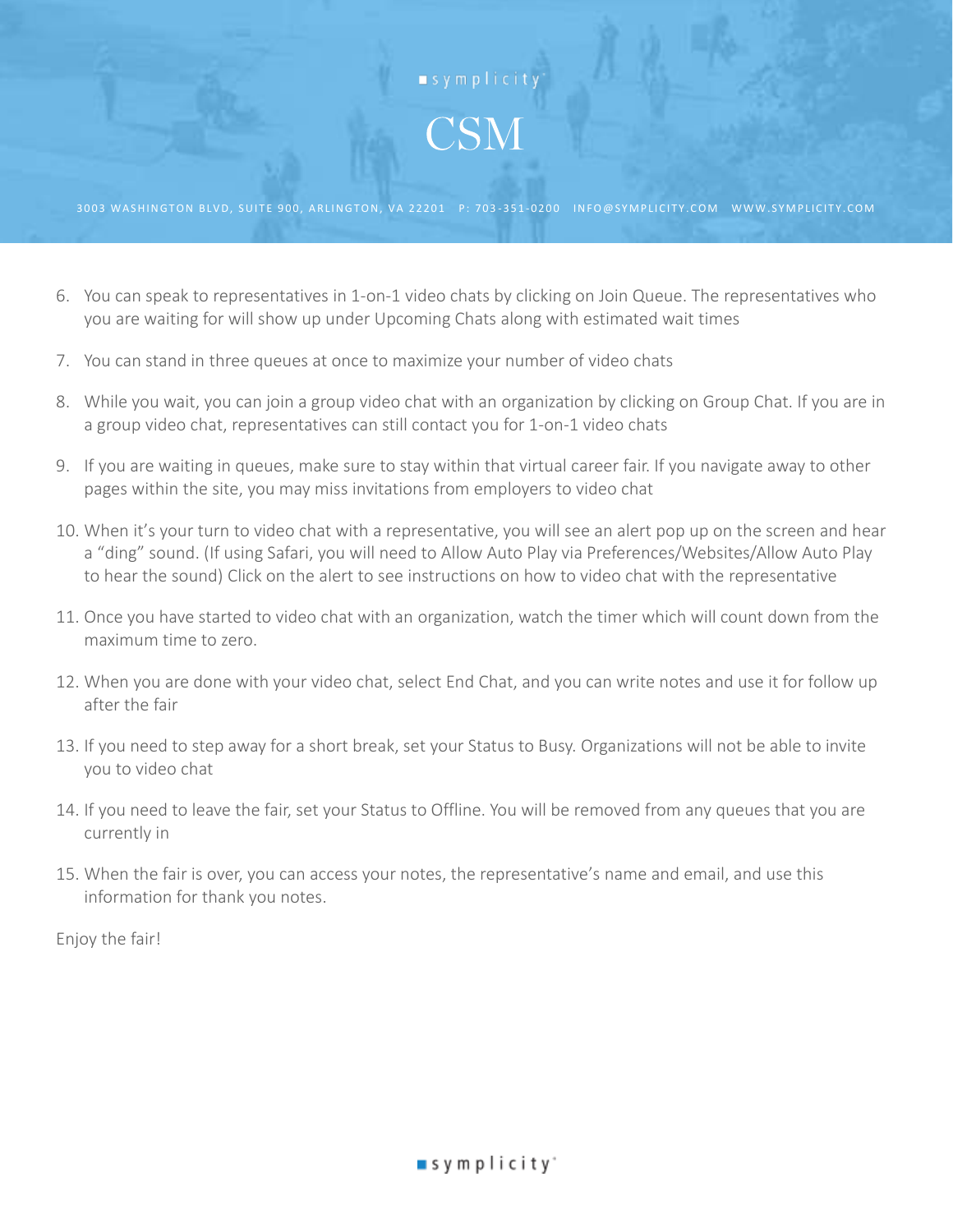6. You can speak to representatives in 1-on-1 video chats by clicking on Join Queue. The representatives who you are waiting for will show up under Upcoming Chats along with estimated wait times
7. You can stand in three queues at once to maximize your number of video chats
8. While you wait, you can join a group video chat with an organization by clicking on Group Chat. If you are in a group video chat, representatives can still contact you for 1-on-1 video chats
9. If you are waiting in queues, make sure to stay within that virtual career fair. If you navigate away to other pages within the site, you may miss invitations from employers to video chat
10. When it's your turn to video chat with a representative, you will see an alert pop up on the screen and hear a "ding" sound. (If using Safari, you will need to Allow Auto Play via Preferences/Websites/Allow Auto Play to hear the sound) Click on the alert to see instructions on how to video chat with the representative
11. Once you have started to video chat with an organization, watch the timer which will count down from the maximum time to zero.
12. When you are done with your video chat, select End Chat, and you can write notes and use it for follow up after the fair
13. If you need to step away for a short break, set your Status to Busy. Organizations will not be able to invite you to video chat
14. If you need to leave the fair, set your Status to Offline. You will be removed from any queues that you are currently in
15. When the fair is over, you can access your notes, the representative's name and email, and use this information for thank you notes.

Enjoy the fair!